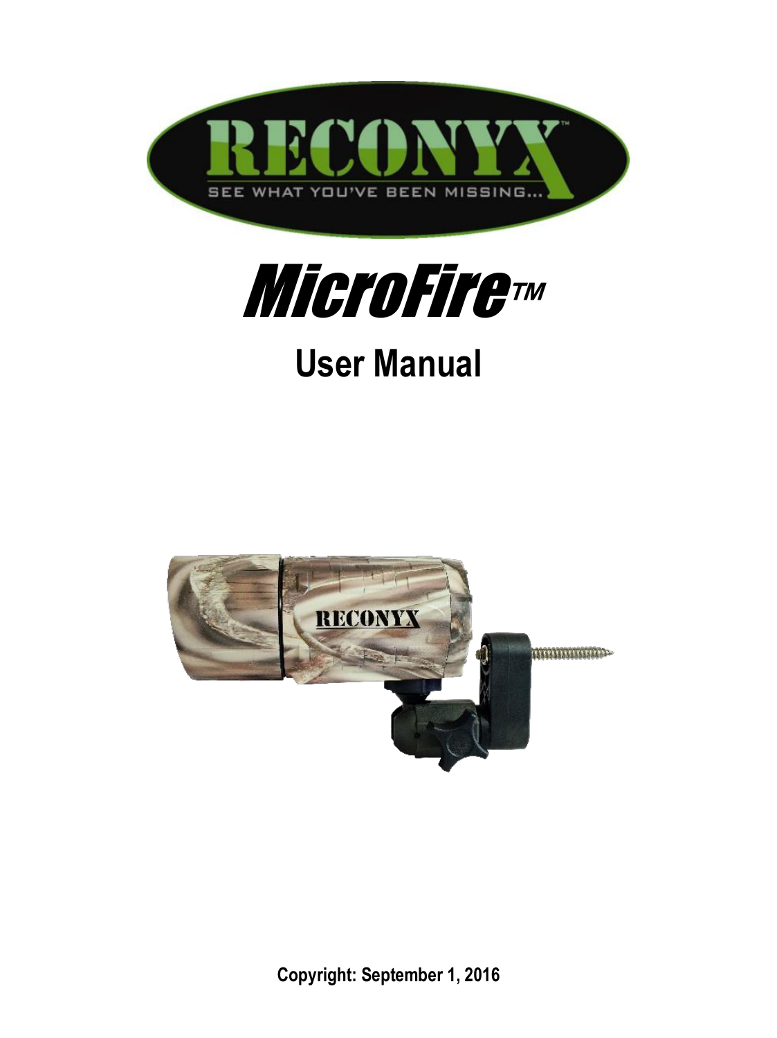# MicroFire™

## User Manual

Copyright: September 1, 2016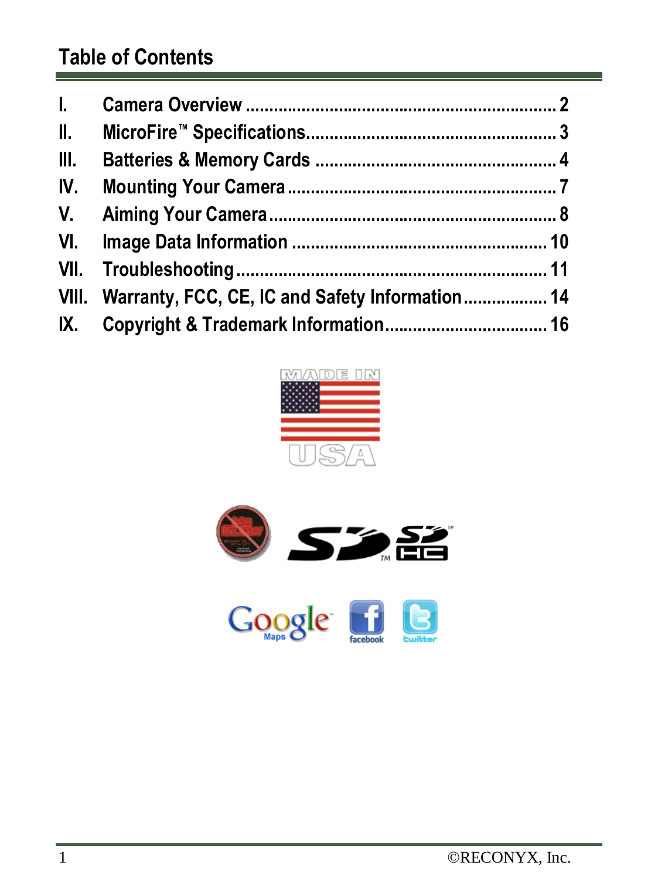# Table of Contents

I. Camera Overview .................................................................. 2

II. MicroFire™ Specifications...................................................... 3

III. Batteries & Memory Cards ..................................................... 4

IV. Mounting Your Camera .......................................................... 7

V. Aiming Your Camera .............................................................. 8

VI. Image Data Information ....................................................... 10

VII. Troubleshooting ................................................................... 11

VIII. Warranty, FCC, CE, IC and Safety Information.................. 14

IX. Copyright & Trademark Information.................................... 16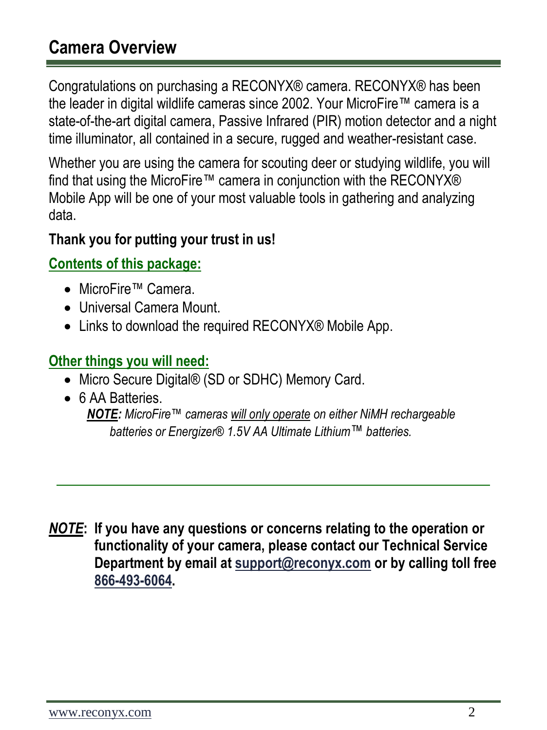# Camera Overview

Congratulations on purchasing a RECONYX® camera. RECONYX® has been the leader in digital wildlife cameras since 2002. Your MicroFire™ camera is a state-of-the-art digital camera, Passive Infrared (PIR) motion detector and a night time illuminator, all contained in a secure, rugged and weather-resistant case.

Whether you are using the camera for scouting deer or studying wildlife, you will find that using the MicroFire™ camera in conjunction with the RECONYX® Mobile App will be one of your most valuable tools in gathering and analyzing data.

**Thank you for putting your trust in us!**

**Contents of this package:**

- MicroFire™ Camera.
- Universal Camera Mount.
- Links to download the required RECONYX® Mobile App.

**Other things you will need:**

- Micro Secure Digital® (SD or SDHC) Memory Card.
- 6 AA Batteries.

  ***NOTE:*** *MicroFire™ cameras will only operate on either NiMH rechargeable batteries or Energizer® 1.5V AA Ultimate Lithium™ batteries.*

---

***NOTE*****: If you have any questions or concerns relating to the operation or functionality of your camera, please contact our Technical Service Department by email at support@reconyx.com or by calling toll free 866-493-6064.**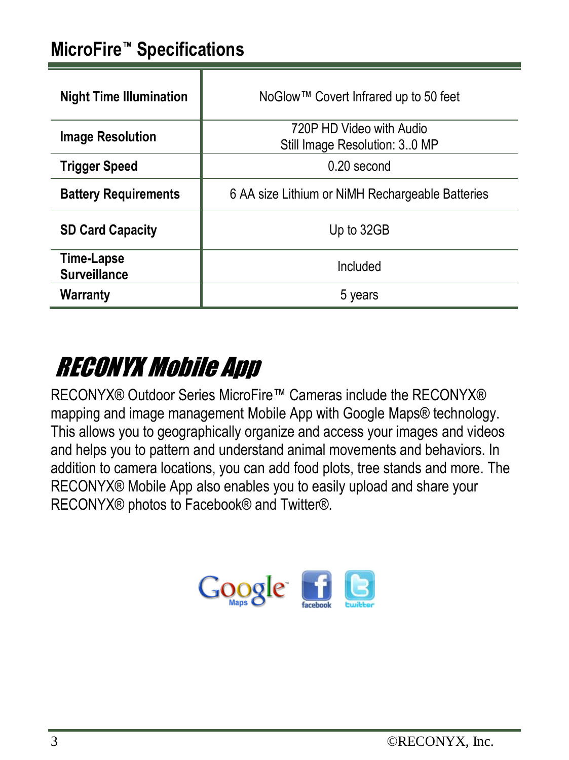## MicroFire™ Specifications

| | |
|---|---|
| **Night Time Illumination** | NoGlow™ Covert Infrared up to 50 feet |
| **Image Resolution** | 720P HD Video with Audio<br>Still Image Resolution: 3..0 MP |
| **Trigger Speed** | 0.20 second |
| **Battery Requirements** | 6 AA size Lithium or NiMH Rechargeable Batteries |
| **SD Card Capacity** | Up to 32GB |
| **Time-Lapse Surveillance** | Included |
| **Warranty** | 5 years |

# *RECONYX Mobile App*

RECONYX® Outdoor Series MicroFire™ Cameras include the RECONYX® mapping and image management Mobile App with Google Maps® technology. This allows you to geographically organize and access your images and videos and helps you to pattern and understand animal movements and behaviors. In addition to camera locations, you can add food plots, tree stands and more. The RECONYX® Mobile App also enables you to easily upload and share your RECONYX® photos to Facebook® and Twitter®.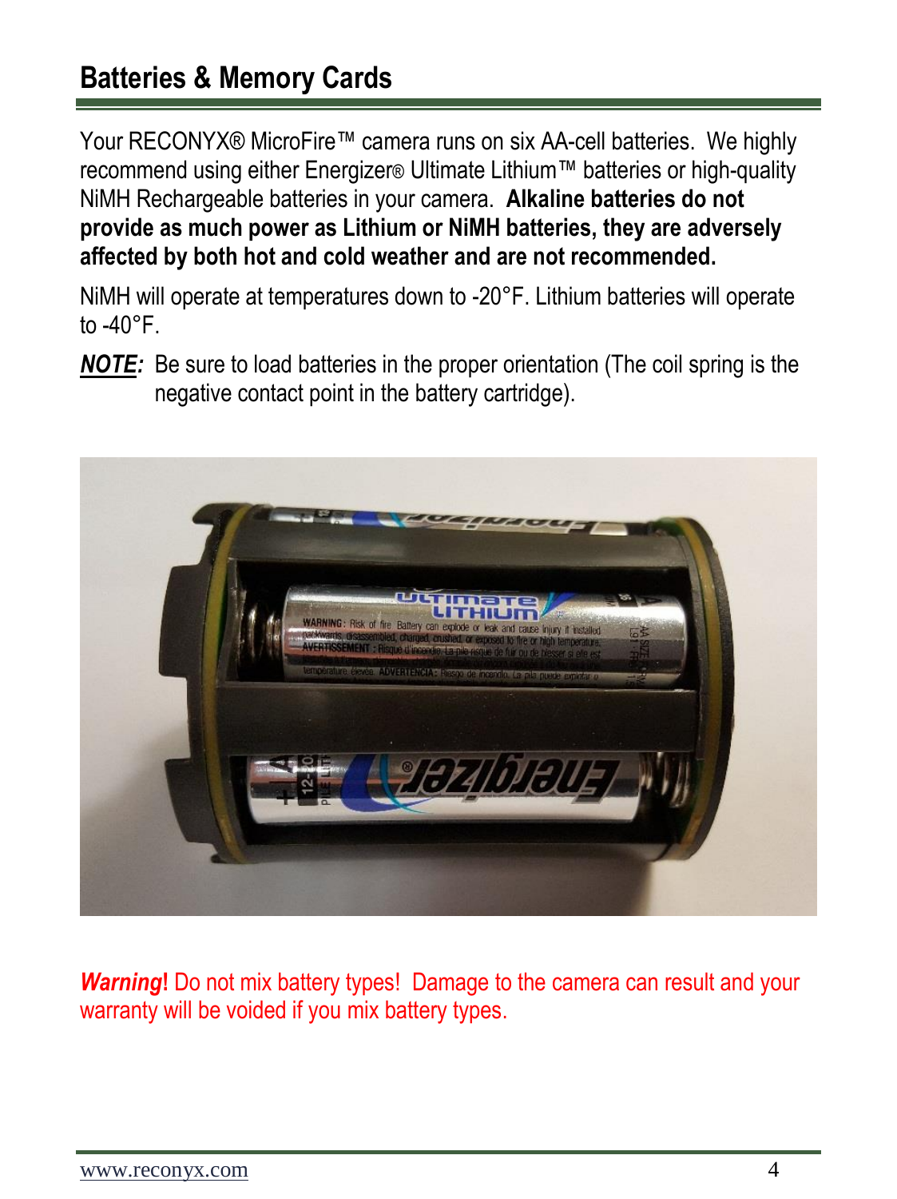## Batteries & Memory Cards

Your RECONYX® MicroFire™ camera runs on six AA-cell batteries. We highly recommend using either Energizer® Ultimate Lithium™ batteries or high-quality NiMH Rechargeable batteries in your camera. **Alkaline batteries do not provide as much power as Lithium or NiMH batteries, they are adversely affected by both hot and cold weather and are not recommended.**

NiMH will operate at temperatures down to -20°F. Lithium batteries will operate to -40°F.

***NOTE:*** Be sure to load batteries in the proper orientation (The coil spring is the negative contact point in the battery cartridge).

***Warning*!** Do not mix battery types! Damage to the camera can result and your warranty will be voided if you mix battery types.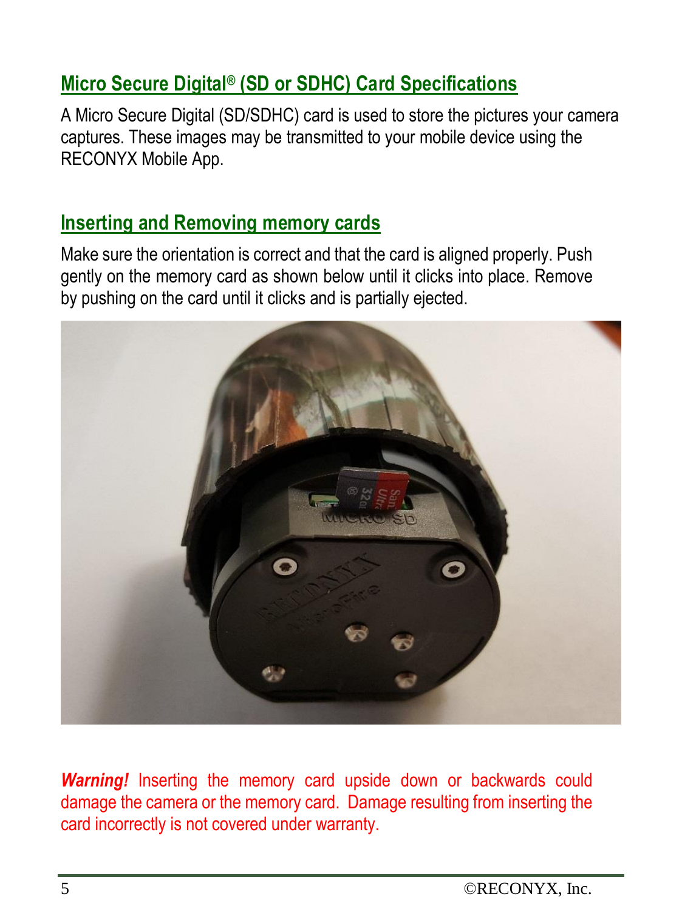## Micro Secure Digital® (SD or SDHC) Card Specifications

A Micro Secure Digital (SD/SDHC) card is used to store the pictures your camera captures. These images may be transmitted to your mobile device using the RECONYX Mobile App.

## Inserting and Removing memory cards

Make sure the orientation is correct and that the card is aligned properly. Push gently on the memory card as shown below until it clicks into place. Remove by pushing on the card until it clicks and is partially ejected.

***Warning!*** Inserting the memory card upside down or backwards could damage the camera or the memory card. Damage resulting from inserting the card incorrectly is not covered under warranty.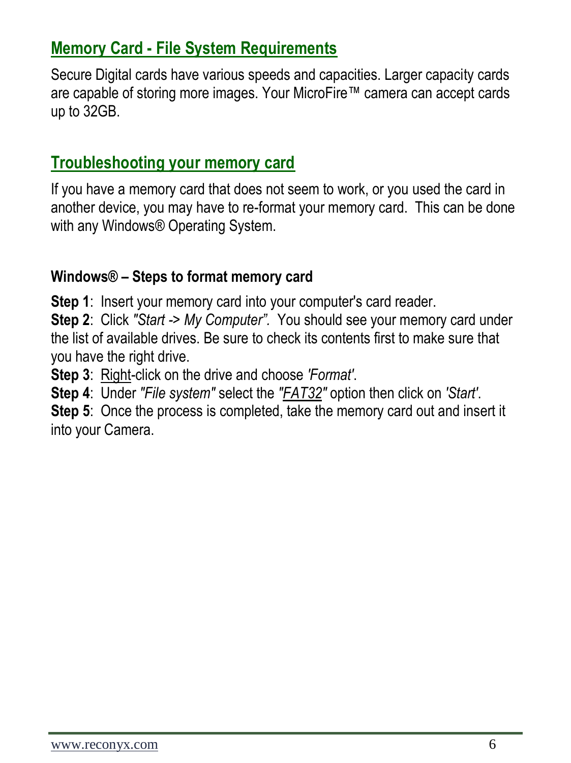## Memory Card - File System Requirements

Secure Digital cards have various speeds and capacities. Larger capacity cards are capable of storing more images. Your MicroFire™ camera can accept cards up to 32GB.

## Troubleshooting your memory card

If you have a memory card that does not seem to work, or you used the card in another device, you may have to re-format your memory card. This can be done with any Windows® Operating System.

**Windows® – Steps to format memory card**

**Step 1**: Insert your memory card into your computer's card reader.
**Step 2**: Click *"Start -> My Computer".* You should see your memory card under the list of available drives. Be sure to check its contents first to make sure that you have the right drive.
**Step 3**: Right-click on the drive and choose *'Format'*.
**Step 4**: Under *"File system"* select the *"FAT32"* option then click on *'Start'*.
**Step 5**: Once the process is completed, take the memory card out and insert it into your Camera.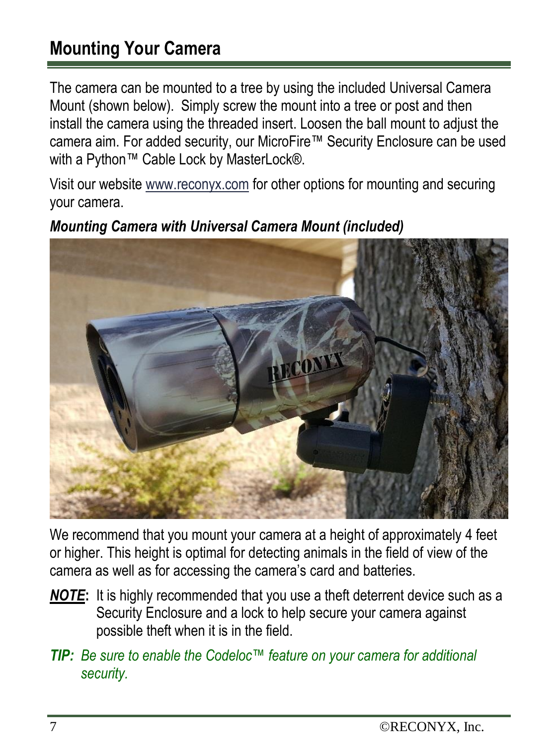## Mounting Your Camera

The camera can be mounted to a tree by using the included Universal Camera Mount (shown below). Simply screw the mount into a tree or post and then install the camera using the threaded insert. Loosen the ball mount to adjust the camera aim. For added security, our MicroFire™ Security Enclosure can be used with a Python™ Cable Lock by MasterLock®.

Visit our website www.reconyx.com for other options for mounting and securing your camera.

***Mounting Camera with Universal Camera Mount (included)***

We recommend that you mount your camera at a height of approximately 4 feet or higher. This height is optimal for detecting animals in the field of view of the camera as well as for accessing the camera's card and batteries.

***NOTE*:** It is highly recommended that you use a theft deterrent device such as a Security Enclosure and a lock to help secure your camera against possible theft when it is in the field.

***TIP:*** *Be sure to enable the Codeloc™ feature on your camera for additional security.*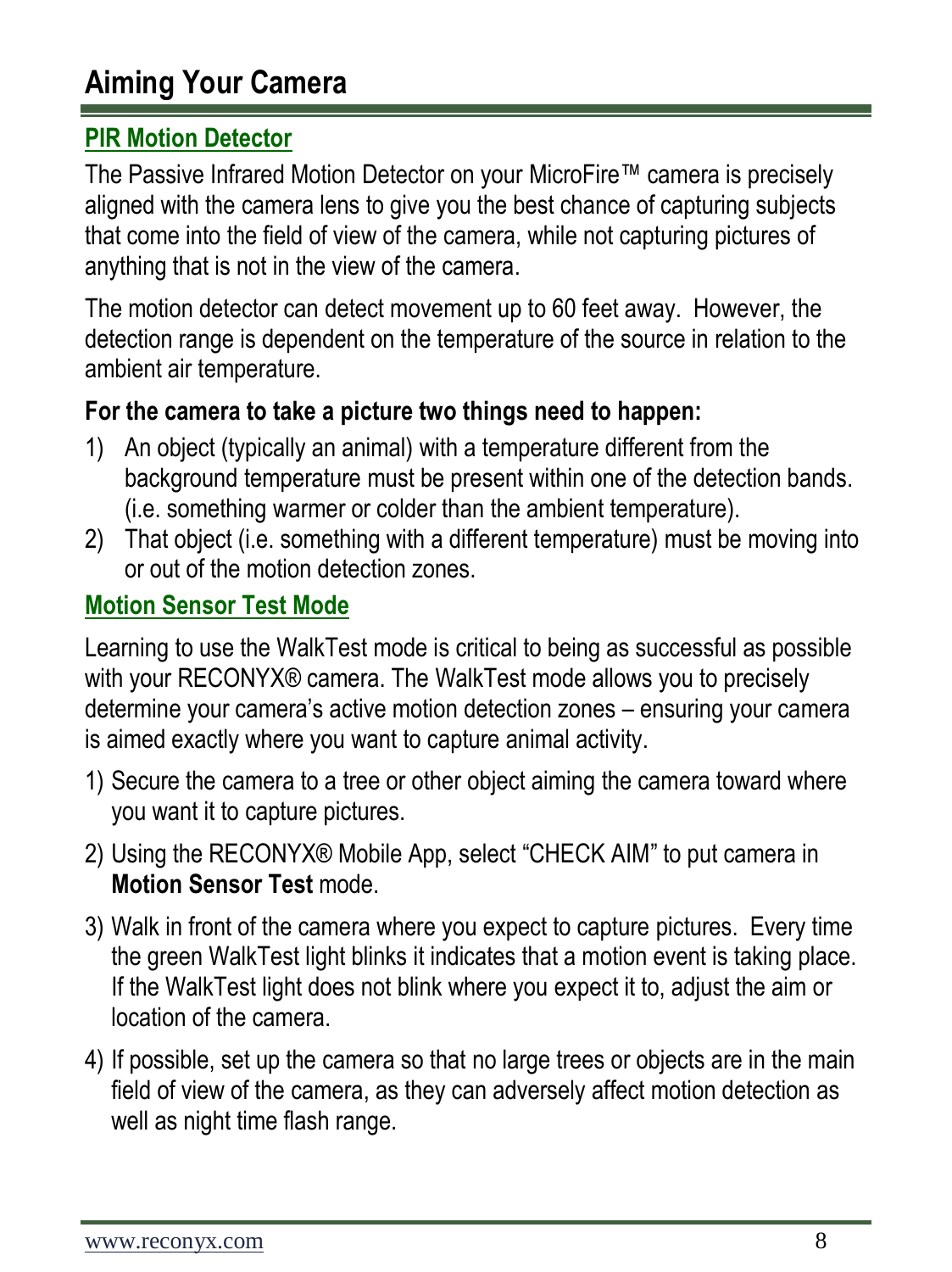# Aiming Your Camera

## PIR Motion Detector

The Passive Infrared Motion Detector on your MicroFire™ camera is precisely aligned with the camera lens to give you the best chance of capturing subjects that come into the field of view of the camera, while not capturing pictures of anything that is not in the view of the camera.

The motion detector can detect movement up to 60 feet away. However, the detection range is dependent on the temperature of the source in relation to the ambient air temperature.

**For the camera to take a picture two things need to happen:**

1) An object (typically an animal) with a temperature different from the background temperature must be present within one of the detection bands. (i.e. something warmer or colder than the ambient temperature).
2) That object (i.e. something with a different temperature) must be moving into or out of the motion detection zones.

## Motion Sensor Test Mode

Learning to use the WalkTest mode is critical to being as successful as possible with your RECONYX® camera. The WalkTest mode allows you to precisely determine your camera's active motion detection zones – ensuring your camera is aimed exactly where you want to capture animal activity.

1) Secure the camera to a tree or other object aiming the camera toward where you want it to capture pictures.
2) Using the RECONYX® Mobile App, select "CHECK AIM" to put camera in **Motion Sensor Test** mode.
3) Walk in front of the camera where you expect to capture pictures. Every time the green WalkTest light blinks it indicates that a motion event is taking place. If the WalkTest light does not blink where you expect it to, adjust the aim or location of the camera.
4) If possible, set up the camera so that no large trees or objects are in the main field of view of the camera, as they can adversely affect motion detection as well as night time flash range.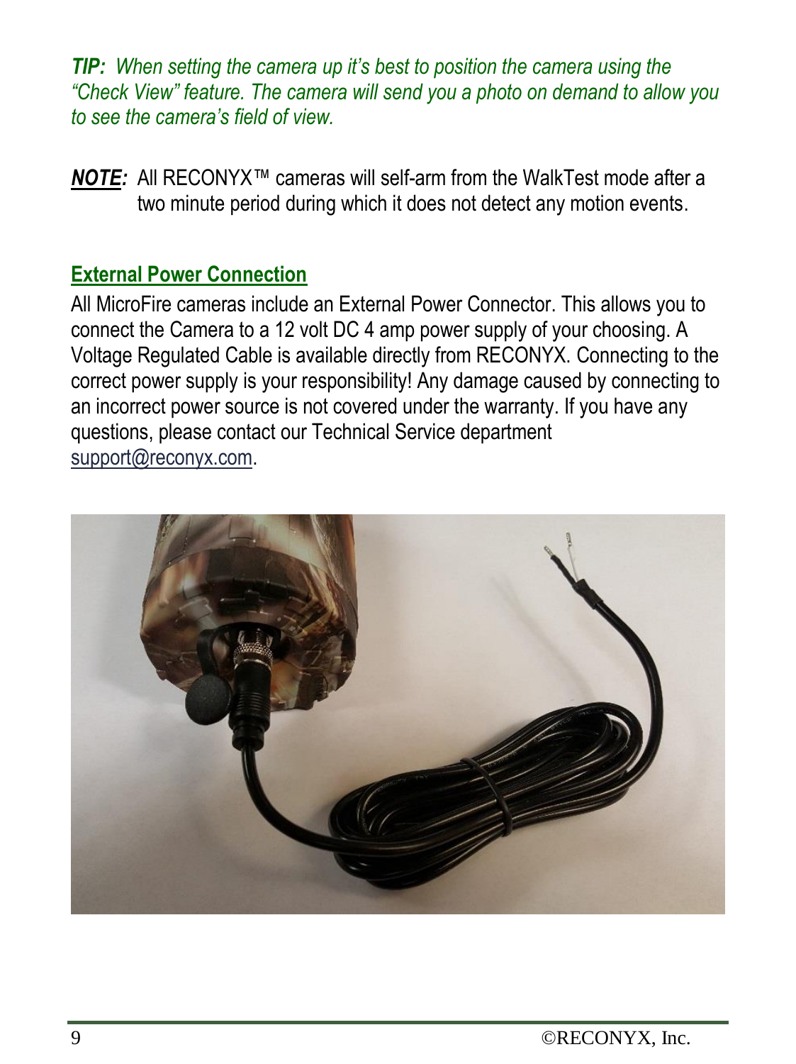***TIP:*** *When setting the camera up it's best to position the camera using the "Check View" feature. The camera will send you a photo on demand to allow you to see the camera's field of view.*

***NOTE:*** All RECONYX™ cameras will self-arm from the WalkTest mode after a two minute period during which it does not detect any motion events.

## External Power Connection

All MicroFire cameras include an External Power Connector. This allows you to connect the Camera to a 12 volt DC 4 amp power supply of your choosing. A Voltage Regulated Cable is available directly from RECONYX. Connecting to the correct power supply is your responsibility! Any damage caused by connecting to an incorrect power source is not covered under the warranty. If you have any questions, please contact our Technical Service department support@reconyx.com.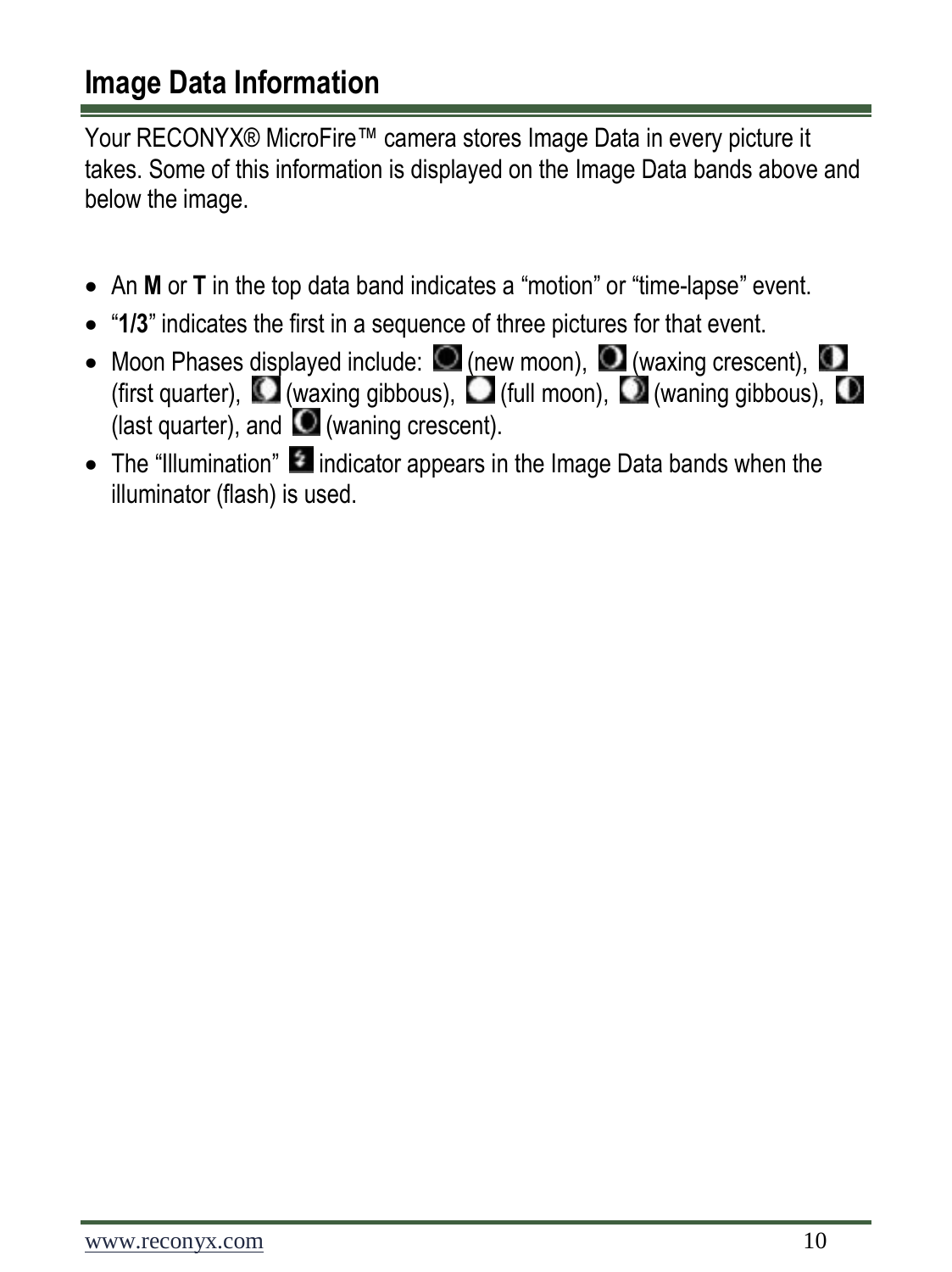## Image Data Information

Your RECONYX® MicroFire™ camera stores Image Data in every picture it takes. Some of this information is displayed on the Image Data bands above and below the image.

- An **M** or **T** in the top data band indicates a "motion" or "time-lapse" event.
- "**1/3**" indicates the first in a sequence of three pictures for that event.
- Moon Phases displayed include: (new moon), (waxing crescent), (first quarter), (waxing gibbous), (full moon), (waning gibbous), (last quarter), and (waning crescent).
- The "Illumination" indicator appears in the Image Data bands when the illuminator (flash) is used.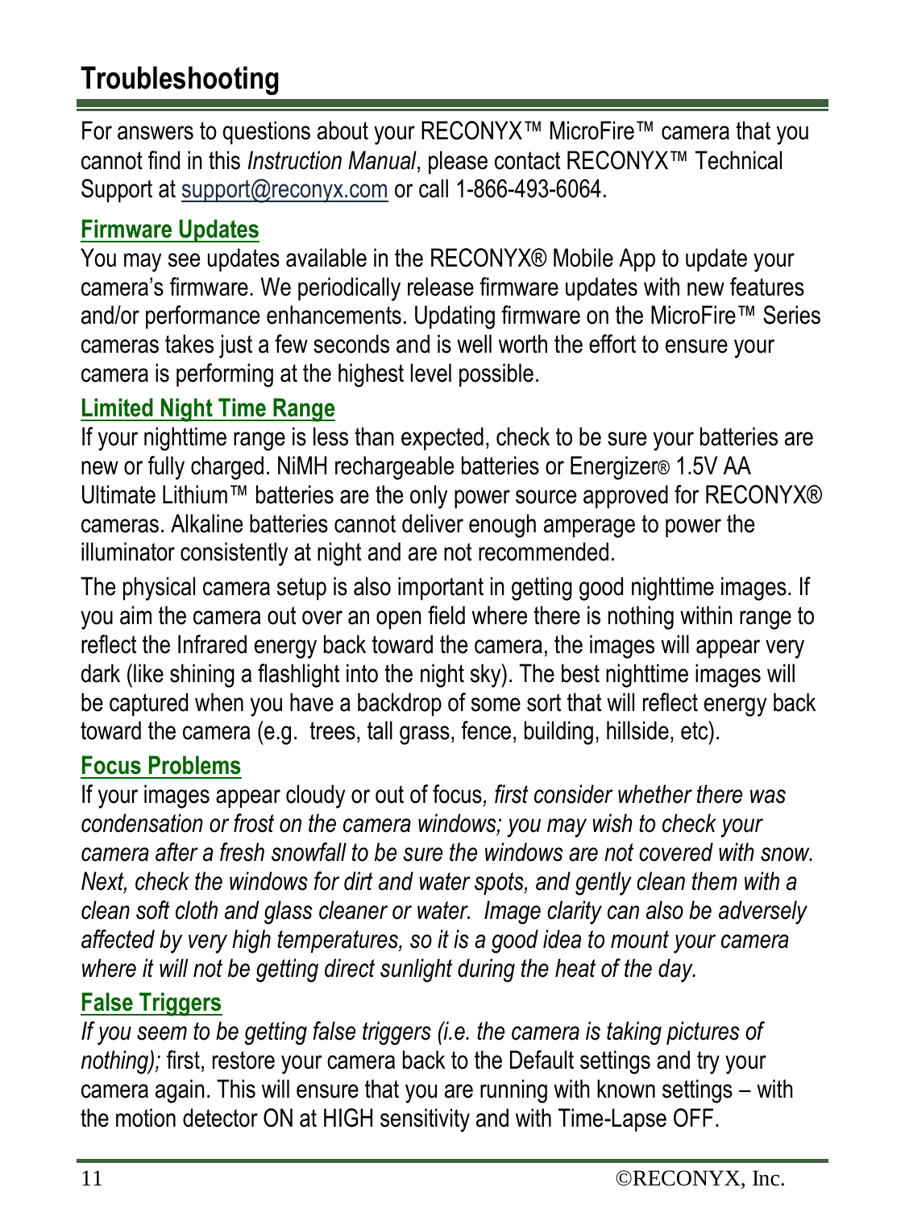# Troubleshooting

For answers to questions about your RECONYX™ MicroFire™ camera that you cannot find in this *Instruction Manual*, please contact RECONYX™ Technical Support at support@reconyx.com or call 1-866-493-6064.

## Firmware Updates

You may see updates available in the RECONYX® Mobile App to update your camera's firmware. We periodically release firmware updates with new features and/or performance enhancements. Updating firmware on the MicroFire™ Series cameras takes just a few seconds and is well worth the effort to ensure your camera is performing at the highest level possible.

## Limited Night Time Range

If your nighttime range is less than expected, check to be sure your batteries are new or fully charged. NiMH rechargeable batteries or Energizer® 1.5V AA Ultimate Lithium™ batteries are the only power source approved for RECONYX® cameras. Alkaline batteries cannot deliver enough amperage to power the illuminator consistently at night and are not recommended.

The physical camera setup is also important in getting good nighttime images. If you aim the camera out over an open field where there is nothing within range to reflect the Infrared energy back toward the camera, the images will appear very dark (like shining a flashlight into the night sky). The best nighttime images will be captured when you have a backdrop of some sort that will reflect energy back toward the camera (e.g. trees, tall grass, fence, building, hillside, etc).

## Focus Problems

If your images appear cloudy or out of focus, *first consider whether there was condensation or frost on the camera windows; you may wish to check your camera after a fresh snowfall to be sure the windows are not covered with snow. Next, check the windows for dirt and water spots, and gently clean them with a clean soft cloth and glass cleaner or water. Image clarity can also be adversely affected by very high temperatures, so it is a good idea to mount your camera where it will not be getting direct sunlight during the heat of the day.*

## False Triggers

*If you seem to be getting false triggers (i.e. the camera is taking pictures of nothing);* first, restore your camera back to the Default settings and try your camera again. This will ensure that you are running with known settings – with the motion detector ON at HIGH sensitivity and with Time-Lapse OFF.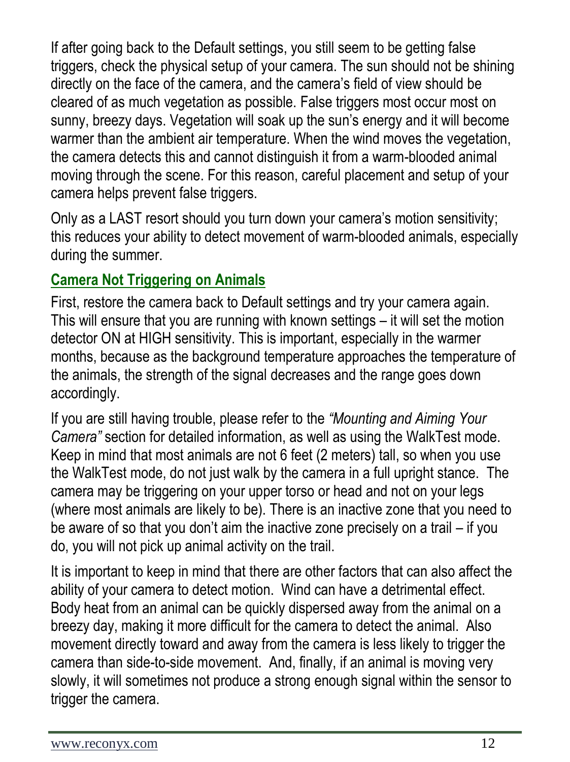If after going back to the Default settings, you still seem to be getting false triggers, check the physical setup of your camera. The sun should not be shining directly on the face of the camera, and the camera's field of view should be cleared of as much vegetation as possible. False triggers most occur most on sunny, breezy days. Vegetation will soak up the sun's energy and it will become warmer than the ambient air temperature. When the wind moves the vegetation, the camera detects this and cannot distinguish it from a warm-blooded animal moving through the scene. For this reason, careful placement and setup of your camera helps prevent false triggers.

Only as a LAST resort should you turn down your camera's motion sensitivity; this reduces your ability to detect movement of warm-blooded animals, especially during the summer.

## Camera Not Triggering on Animals

First, restore the camera back to Default settings and try your camera again. This will ensure that you are running with known settings – it will set the motion detector ON at HIGH sensitivity. This is important, especially in the warmer months, because as the background temperature approaches the temperature of the animals, the strength of the signal decreases and the range goes down accordingly.

If you are still having trouble, please refer to the *"Mounting and Aiming Your Camera"* section for detailed information, as well as using the WalkTest mode. Keep in mind that most animals are not 6 feet (2 meters) tall, so when you use the WalkTest mode, do not just walk by the camera in a full upright stance. The camera may be triggering on your upper torso or head and not on your legs (where most animals are likely to be). There is an inactive zone that you need to be aware of so that you don't aim the inactive zone precisely on a trail – if you do, you will not pick up animal activity on the trail.

It is important to keep in mind that there are other factors that can also affect the ability of your camera to detect motion. Wind can have a detrimental effect. Body heat from an animal can be quickly dispersed away from the animal on a breezy day, making it more difficult for the camera to detect the animal. Also movement directly toward and away from the camera is less likely to trigger the camera than side-to-side movement. And, finally, if an animal is moving very slowly, it will sometimes not produce a strong enough signal within the sensor to trigger the camera.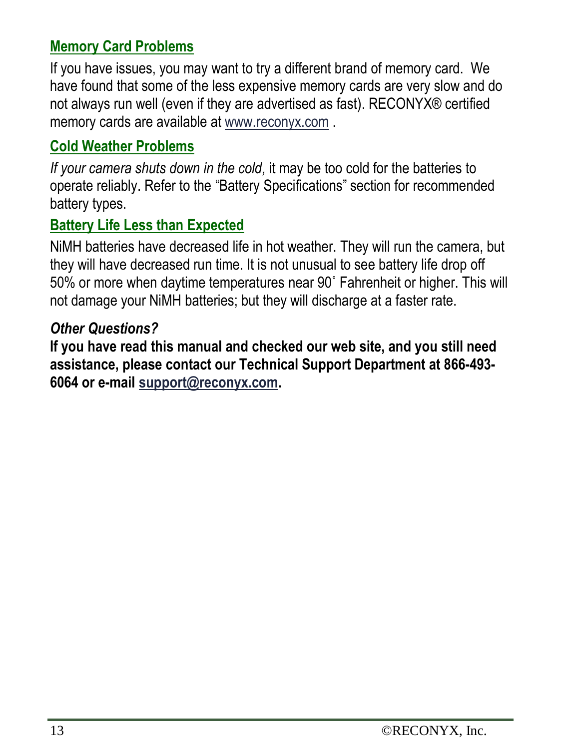## Memory Card Problems

If you have issues, you may want to try a different brand of memory card. We have found that some of the less expensive memory cards are very slow and do not always run well (even if they are advertised as fast). RECONYX® certified memory cards are available at www.reconyx.com .

## Cold Weather Problems

*If your camera shuts down in the cold,* it may be too cold for the batteries to operate reliably. Refer to the "Battery Specifications" section for recommended battery types.

## Battery Life Less than Expected

NiMH batteries have decreased life in hot weather. They will run the camera, but they will have decreased run time. It is not unusual to see battery life drop off 50% or more when daytime temperatures near 90˚ Fahrenheit or higher. This will not damage your NiMH batteries; but they will discharge at a faster rate.

***Other Questions?***

**If you have read this manual and checked our web site, and you still need assistance, please contact our Technical Support Department at 866-493-6064 or e-mail support@reconyx.com.**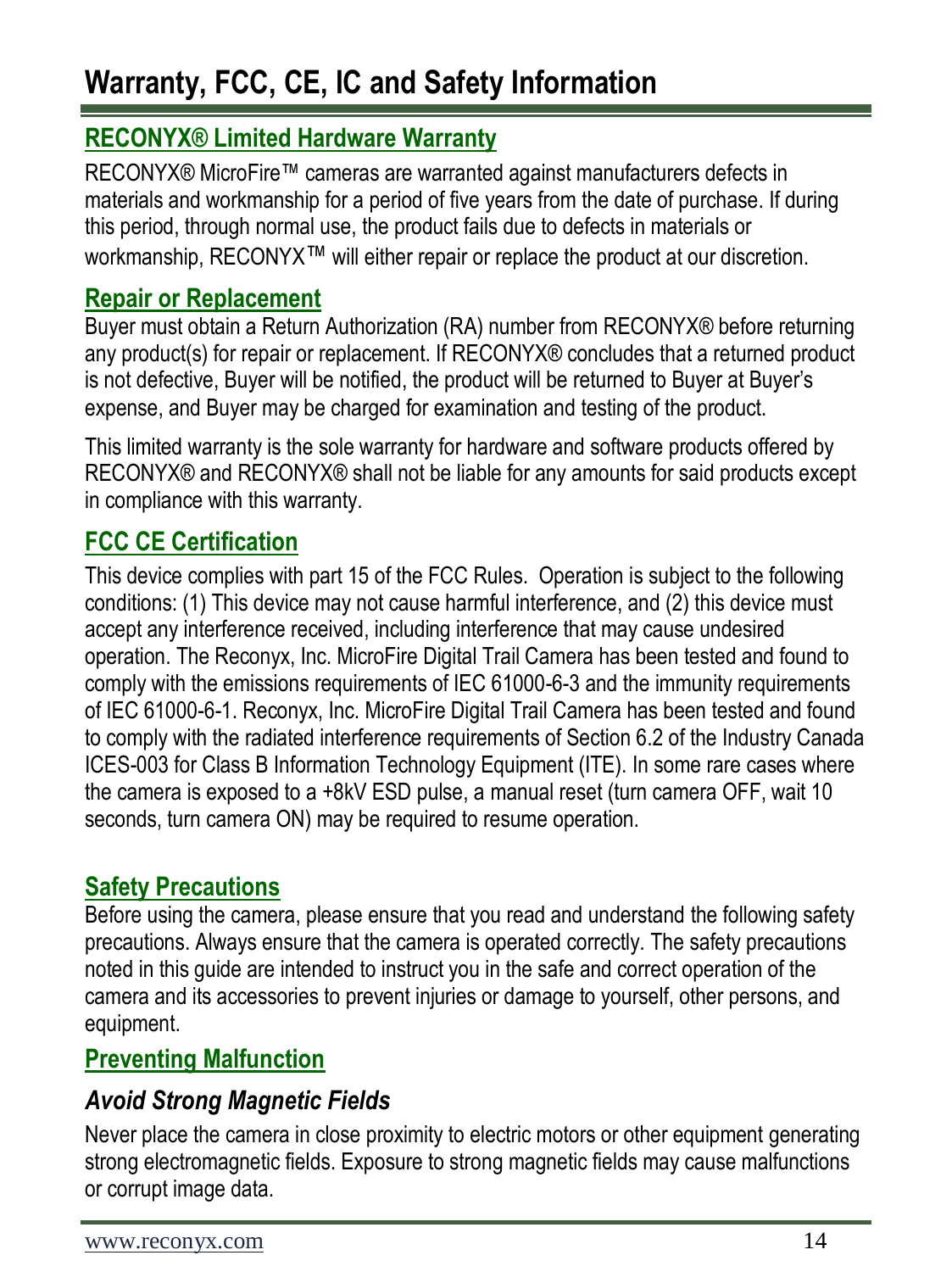# Warranty, FCC, CE, IC and Safety Information

## RECONYX® Limited Hardware Warranty

RECONYX® MicroFire™ cameras are warranted against manufacturers defects in materials and workmanship for a period of five years from the date of purchase. If during this period, through normal use, the product fails due to defects in materials or workmanship, RECONYX™ will either repair or replace the product at our discretion.

## Repair or Replacement

Buyer must obtain a Return Authorization (RA) number from RECONYX® before returning any product(s) for repair or replacement. If RECONYX® concludes that a returned product is not defective, Buyer will be notified, the product will be returned to Buyer at Buyer's expense, and Buyer may be charged for examination and testing of the product.

This limited warranty is the sole warranty for hardware and software products offered by RECONYX® and RECONYX® shall not be liable for any amounts for said products except in compliance with this warranty.

## FCC CE Certification

This device complies with part 15 of the FCC Rules. Operation is subject to the following conditions: (1) This device may not cause harmful interference, and (2) this device must accept any interference received, including interference that may cause undesired operation. The Reconyx, Inc. MicroFire Digital Trail Camera has been tested and found to comply with the emissions requirements of IEC 61000-6-3 and the immunity requirements of IEC 61000-6-1. Reconyx, Inc. MicroFire Digital Trail Camera has been tested and found to comply with the radiated interference requirements of Section 6.2 of the Industry Canada ICES-003 for Class B Information Technology Equipment (ITE). In some rare cases where the camera is exposed to a +8kV ESD pulse, a manual reset (turn camera OFF, wait 10 seconds, turn camera ON) may be required to resume operation.

## Safety Precautions

Before using the camera, please ensure that you read and understand the following safety precautions. Always ensure that the camera is operated correctly. The safety precautions noted in this guide are intended to instruct you in the safe and correct operation of the camera and its accessories to prevent injuries or damage to yourself, other persons, and equipment.

## Preventing Malfunction

### *Avoid Strong Magnetic Fields*

Never place the camera in close proximity to electric motors or other equipment generating strong electromagnetic fields. Exposure to strong magnetic fields may cause malfunctions or corrupt image data.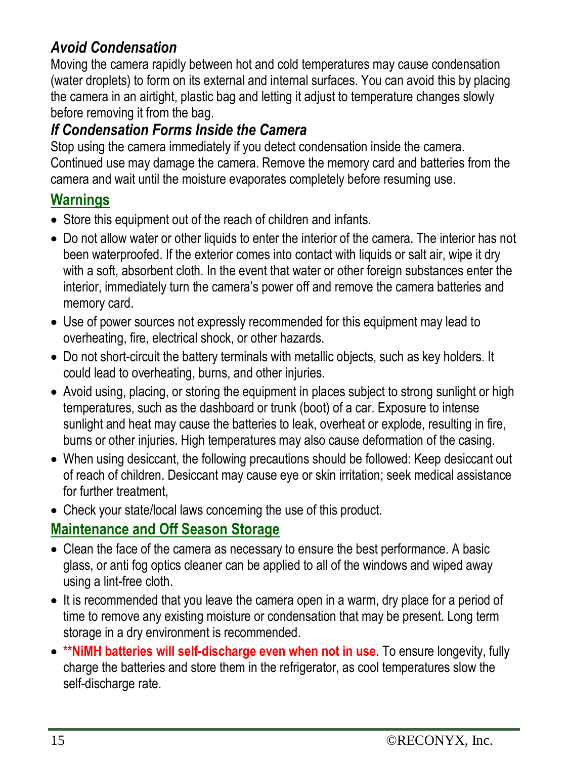### *Avoid Condensation*

Moving the camera rapidly between hot and cold temperatures may cause condensation (water droplets) to form on its external and internal surfaces. You can avoid this by placing the camera in an airtight, plastic bag and letting it adjust to temperature changes slowly before removing it from the bag.

### *If Condensation Forms Inside the Camera*

Stop using the camera immediately if you detect condensation inside the camera. Continued use may damage the camera. Remove the memory card and batteries from the camera and wait until the moisture evaporates completely before resuming use.

## Warnings

- Store this equipment out of the reach of children and infants.
- Do not allow water or other liquids to enter the interior of the camera. The interior has not been waterproofed. If the exterior comes into contact with liquids or salt air, wipe it dry with a soft, absorbent cloth. In the event that water or other foreign substances enter the interior, immediately turn the camera's power off and remove the camera batteries and memory card.
- Use of power sources not expressly recommended for this equipment may lead to overheating, fire, electrical shock, or other hazards.
- Do not short-circuit the battery terminals with metallic objects, such as key holders. It could lead to overheating, burns, and other injuries.
- Avoid using, placing, or storing the equipment in places subject to strong sunlight or high temperatures, such as the dashboard or trunk (boot) of a car. Exposure to intense sunlight and heat may cause the batteries to leak, overheat or explode, resulting in fire, burns or other injuries. High temperatures may also cause deformation of the casing.
- When using desiccant, the following precautions should be followed: Keep desiccant out of reach of children. Desiccant may cause eye or skin irritation; seek medical assistance for further treatment,
- Check your state/local laws concerning the use of this product.

## Maintenance and Off Season Storage

- Clean the face of the camera as necessary to ensure the best performance. A basic glass, or anti fog optics cleaner can be applied to all of the windows and wiped away using a lint-free cloth.
- It is recommended that you leave the camera open in a warm, dry place for a period of time to remove any existing moisture or condensation that may be present. Long term storage in a dry environment is recommended.
- **\*\*NiMH batteries will self-discharge even when not in use**. To ensure longevity, fully charge the batteries and store them in the refrigerator, as cool temperatures slow the self-discharge rate.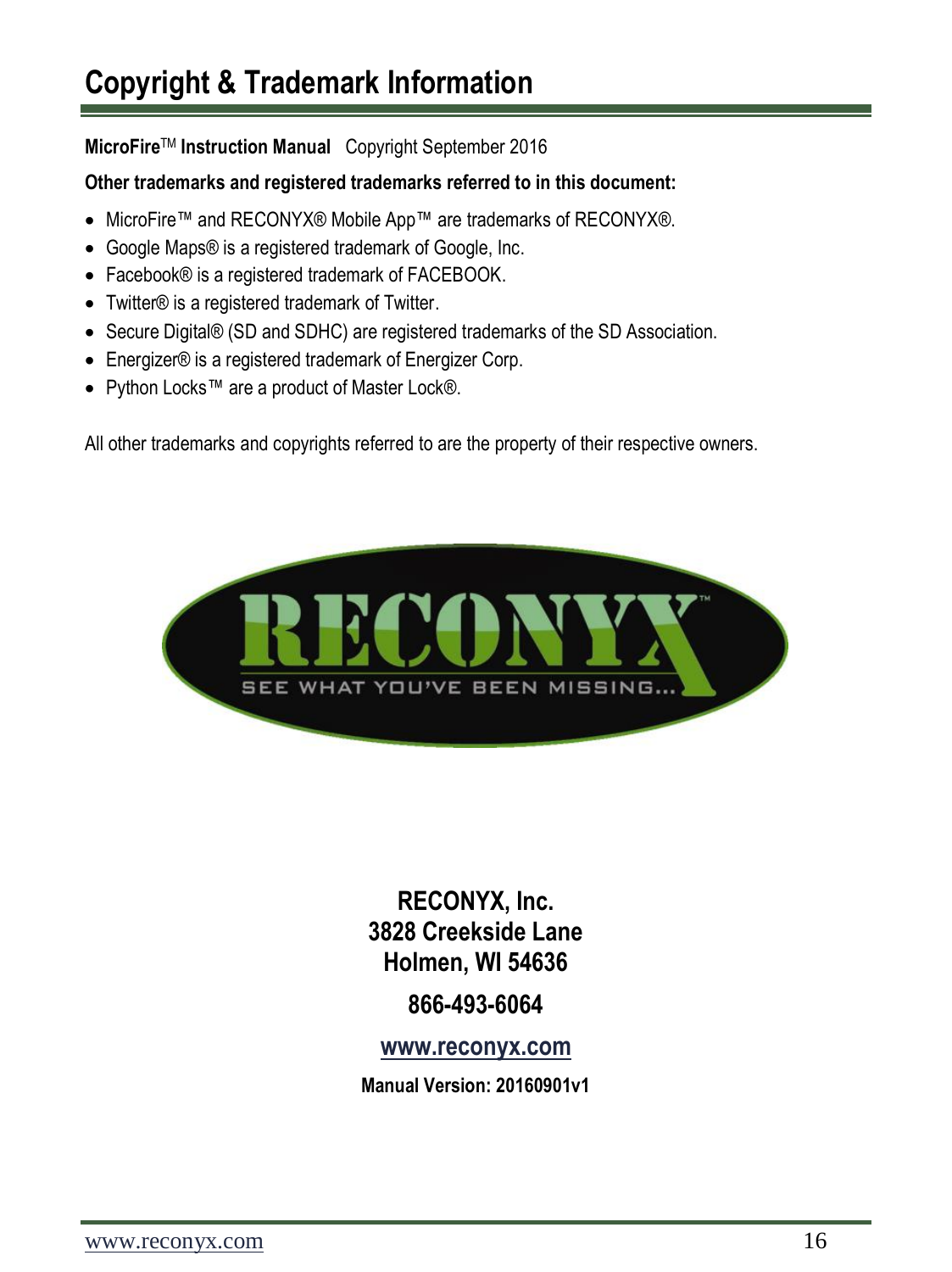# Copyright & Trademark Information

**MicroFire™ Instruction Manual** Copyright September 2016

**Other trademarks and registered trademarks referred to in this document:**

- MicroFire™ and RECONYX® Mobile App™ are trademarks of RECONYX®.
- Google Maps® is a registered trademark of Google, Inc.
- Facebook® is a registered trademark of FACEBOOK.
- Twitter® is a registered trademark of Twitter.
- Secure Digital® (SD and SDHC) are registered trademarks of the SD Association.
- Energizer® is a registered trademark of Energizer Corp.
- Python Locks™ are a product of Master Lock®.

All other trademarks and copyrights referred to are the property of their respective owners.

RECONYX™

SEE WHAT YOU'VE BEEN MISSING...

**RECONYX, Inc.**
**3828 Creekside Lane**
**Holmen, WI 54636**

**866-493-6064**

**www.reconyx.com**

**Manual Version: 20160901v1**